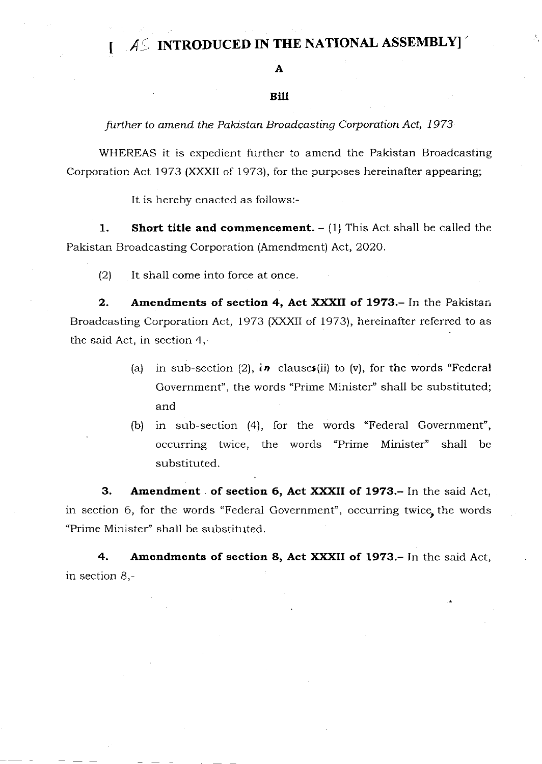# [AS INTRODUCED IN THE NATIONAL ASSEMBLY]

**A**

**Bill**

*further to amend the Pakistan Broadcasting Corporation Act, 1973*

WHEREAS it is expedient further to amend the Pakistan Broadcasting Corporation Act 1973 (XXXII of 1973), for the purposes hereinafter appearing;

It is hereby enacted as follows:-

**1. Short title and commencement.** – (1) This Act shall be called the Pakistan Broadcasting Corporation (Amendment) Act, 2020.

(2) It shall come into force at once.

**2. Amendments of section 4, Act XXXII of 1973.**– In the Pakistan Broadcasting Corporation Act, 1973 (XXXII of 1973), hereinafter referred to as the said Act, in section 4,-

(a) in sub-section (2), in clauses (ii) to (v), for the words "Federal Government", the words "Prime Minister" shall be substituted; and

(b) in sub-section (4), for the words "Federal Government", occurring twice, the words "Prime Minister" shall be substituted.

**3. Amendment of section 6, Act XXXII of 1973.**– In the said Act, in section 6, for the words "Federal Government", occurring twice, the words "Prime Minister" shall be substituted.

**4. Amendments of section 8, Act XXXII of 1973.**– In the said Act, in section 8,-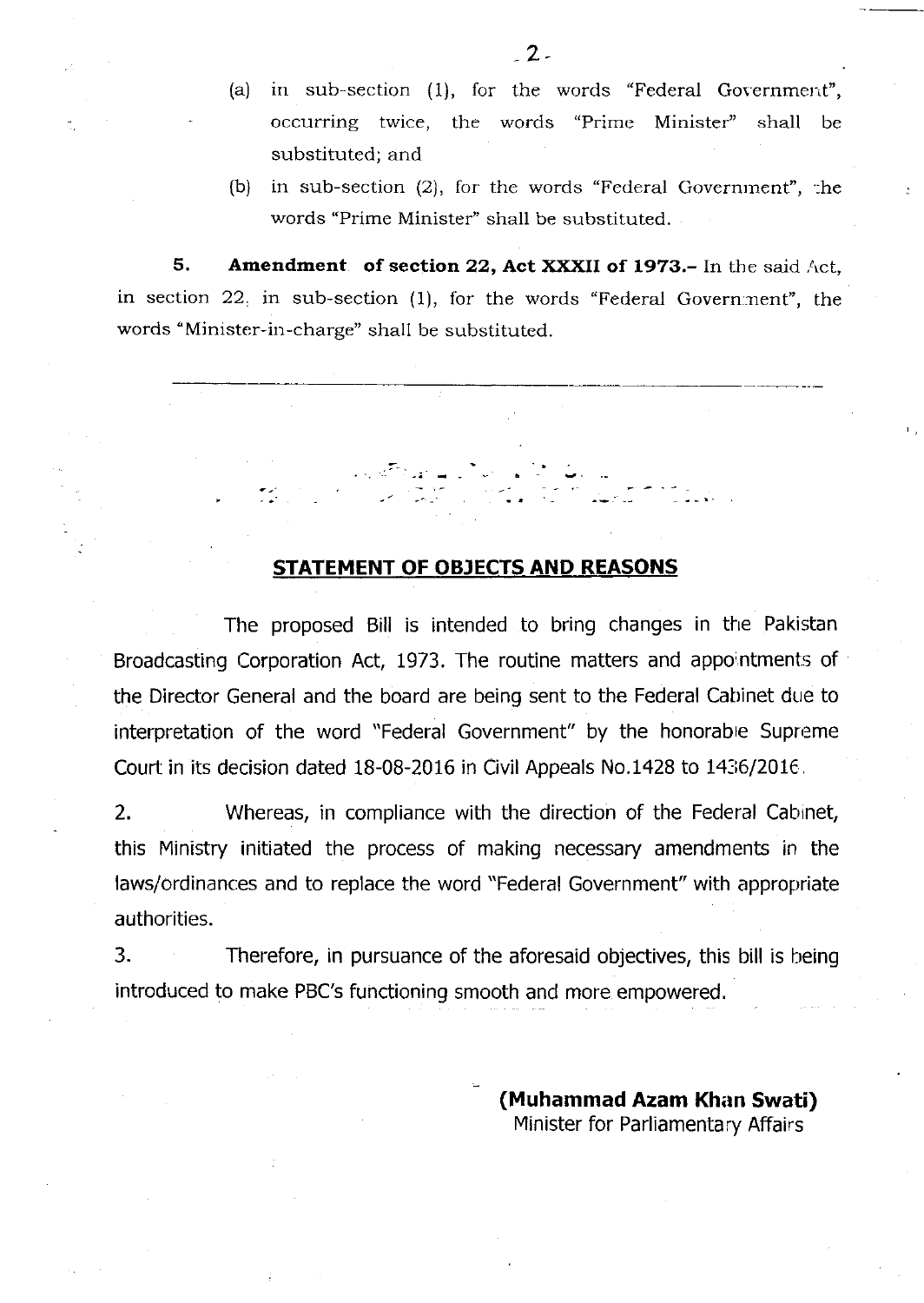(a) in sub-section (1), for the words "Federal Government", occurring twice, the words "Prime Minister" shall be substituted; and

(b) in sub-section (2), for the words "Federal Government", the words "Prime Minister" shall be substituted.

**5. Amendment of section 22, Act XXXII of 1973.-** In the said Act, in section 22, in sub-section (1), for the words "Federal Government", the words "Minister-in-charge" shall be substituted.

---

## STATEMENT OF OBJECTS AND REASONS

The proposed Bill is intended to bring changes in the Pakistan Broadcasting Corporation Act, 1973. The routine matters and appointments of the Director General and the board are being sent to the Federal Cabinet due to interpretation of the word "Federal Government" by the honorable Supreme Court in its decision dated 18-08-2016 in Civil Appeals No.1428 to 1436/2016.

2. Whereas, in compliance with the direction of the Federal Cabinet, this Ministry initiated the process of making necessary amendments in the laws/ordinances and to replace the word "Federal Government" with appropriate authorities.

3. Therefore, in pursuance of the aforesaid objectives, this bill is being introduced to make PBC's functioning smooth and more empowered.

**(Muhammad Azam Khan Swati)**
Minister for Parliamentary Affairs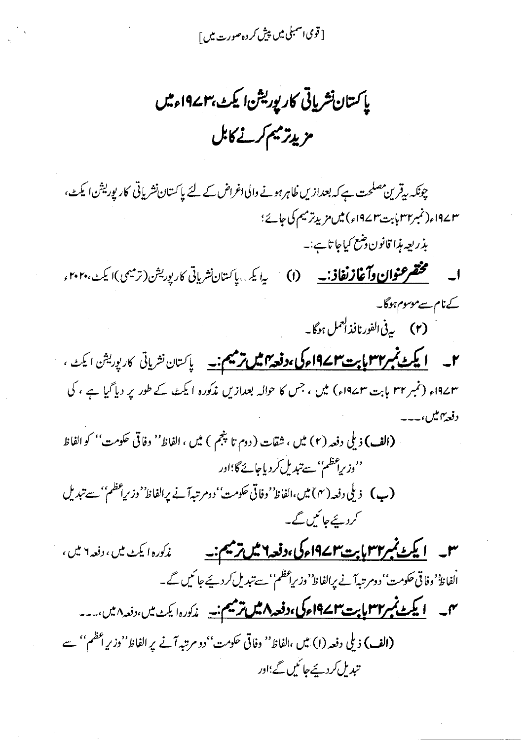[قومی اسمبلی میں پیش کردہ صورت میں]

# پاکستان نشریاتی کارپوریشن ایکٹ، ۱۹۷۳ء میں مزید ترمیم کرنے کا بل

چونکہ یہ قرین مصلحت ہے کہ بعدازیں ظاہر ہونے والی اغراض کے لئے پاکستان نشریاتی کارپوریشن ایکٹ، ۱۹۷۳ء (نمبر ۳۲ بابت ۱۹۷۳ء) میں مزید ترمیم کی جائے؛

بذریعہ ہذا قانون وضع کیا جاتا ہے:۔

۱۔ **مختصر عنوان و آغاز نفاذ:۔** (۱) یہ ایکٹ پاکستان نشریاتی کارپوریشن (ترمیمی) ایکٹ، ۲۰۲۰ء کے نام سے موسوم ہوگا۔

(۲) یہ فی الفور نافذ العمل ہوگا۔

۲۔ **ایکٹ نمبر ۳۲ بابت ۱۹۷۳ء کی، دفعہ ۴ میں ترمیم:۔** پاکستان نشریاتی کارپوریشن ایکٹ، ۱۹۷۳ء (نمبر ۳۲ بابت ۱۹۷۳ء) میں، جس کا حوالہ بعدازیں مذکورہ ایکٹ کے طور پر دیا گیا ہے، کی دفعہ ۴ میں،۔۔۔

(الف) ذیلی دفعہ (۲) میں، شقات (دوم تا پنجم) میں، الفاظ ''وفاقی حکومت'' کو الفاظ ''وزیراعظم'' سے تبدیل کر دیا جائے گا؛ اور

(ب) ذیلی دفعہ (۴) میں، الفاظ ''وفاقی حکومت'' دو مرتبہ آنے پر الفاظ ''وزیراعظم'' سے تبدیل کر دیئے جائیں گے۔

۳۔ **ایکٹ نمبر ۳۲ بابت ۱۹۷۳ء کی، دفعہ ۶ میں ترمیم:۔** مذکورہ ایکٹ میں، دفعہ ۶ میں، الفاظ ''وفاقی حکومت'' دو مرتبہ آنے پر الفاظ ''وزیراعظم'' سے تبدیل کر دیئے جائیں گے۔

۴۔ **ایکٹ نمبر ۳۲ بابت ۱۹۷۳ء کی، دفعہ ۸ میں ترمیم:۔** مذکورہ ایکٹ میں، دفعہ ۸ میں،۔۔۔

(الف) ذیلی دفعہ (۱) میں، الفاظ ''وفاقی حکومت'' دو مرتبہ آنے پر الفاظ ''وزیراعظم'' سے تبدیل کر دیئے جائیں گے؛ اور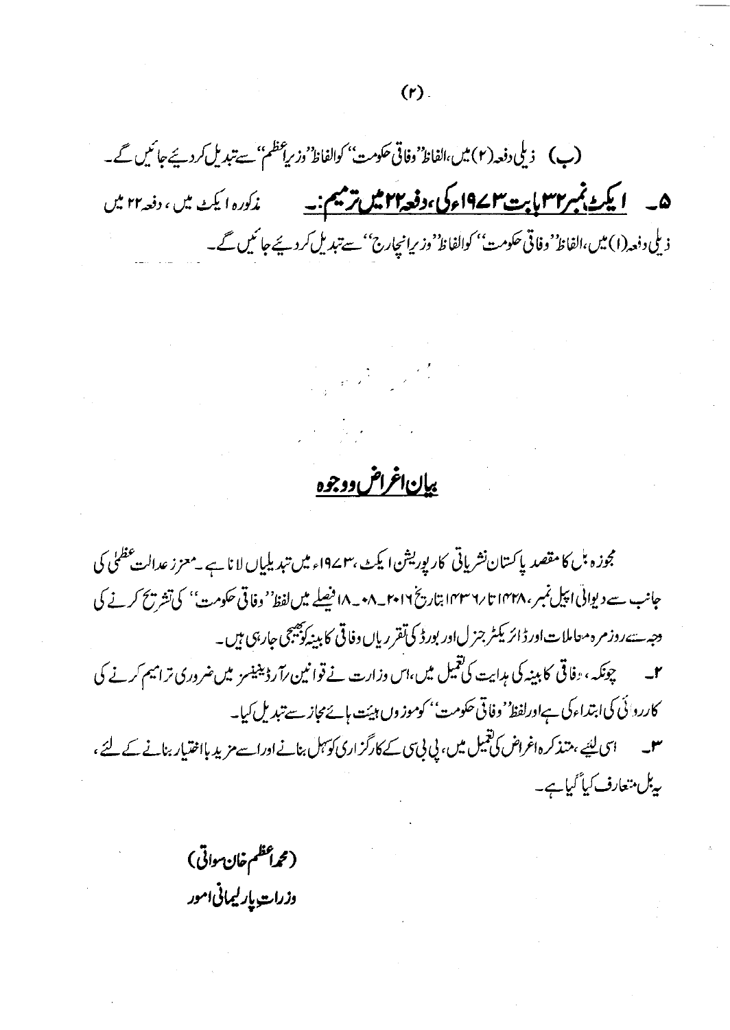(ب) ذیلی دفعہ (۲) میں، الفاظ ''وفاقی حکومت'' کو الفاظ ''وزیراعظم'' سے تبدیل کر دیئے جائیں گے۔

۵۔ **ایکٹ نمبر ۳۲ بابت ۱۹۷۳ء کی، دفعہ ۲۲ میں ترمیم:۔** مذکورہ ایکٹ میں، دفعہ ۲۲ میں ذیلی دفعہ (۱) میں، الفاظ ''وفاقی حکومت'' کو الفاظ ''وزیرانچارج'' سے تبدیل کر دیئے جائیں گے۔

## بیان اغراض و وجوہ

مجوزہ بل کا مقصد پاکستان نشریاتی کارپوریشن ایکٹ، ۱۹۷۳ء میں تبدیلیاں لانا ہے۔ معزز عدالت عظمیٰ کی جانب سے دیوانی اپیل نمبر ۱۴۲۸، تا ۱۴۳۶ / بتاریخ ۱۸-۰۸-۲۰۱۶ فیصلے میں لفظ ''وفاقی حکومت'' کی تشریح کرنے کی وجہ سے روزمرہ معاملات اور ڈائریکٹر جنرل اور بورڈ کی تقرریاں وفاقی کابینہ کو بھیجی جا رہی ہیں۔

۲۔ چونکہ، وفاقی کابینہ کی ہدایت کی تعمیل میں، اس وزارت نے قوانین / آرڈیننسز میں ضروری ترامیم کرنے کی کارروائی کی ابتداء کی ہے اور لفظ ''وفاقی حکومت'' کو موزوں ہیئت ہائے مجاز سے تبدیل کیا۔

۳۔ اسی لئے، متذکرہ اغراض کی تعمیل میں، پی بی سی کے کارگزاری کو سہل بنانے اور اسے مزید بااختیار بنانے کے لئے، یہ بل متعارف کیا گیا ہے۔

(محمد اعظم خان سواتی)
وزارت پارلیمانی امور